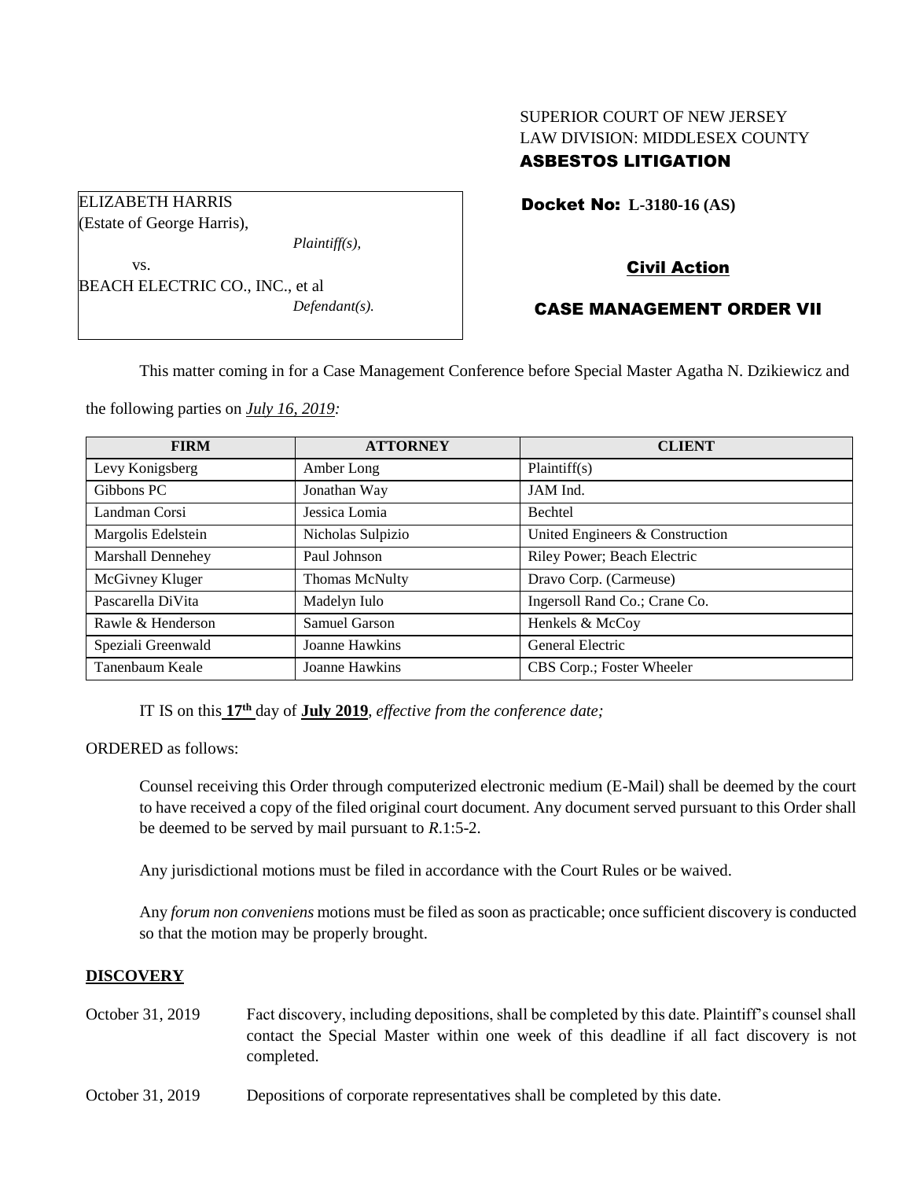SUPERIOR COURT OF NEW JERSEY
LAW DIVISION: MIDDLESEX COUNTY
**ASBESTOS LITIGATION**

ELIZABETH HARRIS
(Estate of George Harris),
*Plaintiff(s),*
vs.
BEACH ELECTRIC CO., INC., et al
*Defendant(s).*

**Docket No: L-3180-16 (AS)**

**Civil Action**

**CASE MANAGEMENT ORDER VII**

This matter coming in for a Case Management Conference before Special Master Agatha N. Dzikiewicz and the following parties on *July 16, 2019:*

| FIRM | ATTORNEY | CLIENT |
|---|---|---|
| Levy Konigsberg | Amber Long | Plaintiff(s) |
| Gibbons PC | Jonathan Way | JAM Ind. |
| Landman Corsi | Jessica Lomia | Bechtel |
| Margolis Edelstein | Nicholas Sulpizio | United Engineers & Construction |
| Marshall Dennehey | Paul Johnson | Riley Power; Beach Electric |
| McGivney Kluger | Thomas McNulty | Dravo Corp. (Carmeuse) |
| Pascarella DiVita | Madelyn Iulo | Ingersoll Rand Co.; Crane Co. |
| Rawle & Henderson | Samuel Garson | Henkels & McCoy |
| Speziali Greenwald | Joanne Hawkins | General Electric |
| Tanenbaum Keale | Joanne Hawkins | CBS Corp.; Foster Wheeler |

IT IS on this **17th** day of **July 2019**, *effective from the conference date;*

ORDERED as follows:

Counsel receiving this Order through computerized electronic medium (E-Mail) shall be deemed by the court to have received a copy of the filed original court document. Any document served pursuant to this Order shall be deemed to be served by mail pursuant to *R*.1:5-2.

Any jurisdictional motions must be filed in accordance with the Court Rules or be waived.

Any *forum non conveniens* motions must be filed as soon as practicable; once sufficient discovery is conducted so that the motion may be properly brought.

**DISCOVERY**

October 31, 2019 — Fact discovery, including depositions, shall be completed by this date. Plaintiff's counsel shall contact the Special Master within one week of this deadline if all fact discovery is not completed.

October 31, 2019 — Depositions of corporate representatives shall be completed by this date.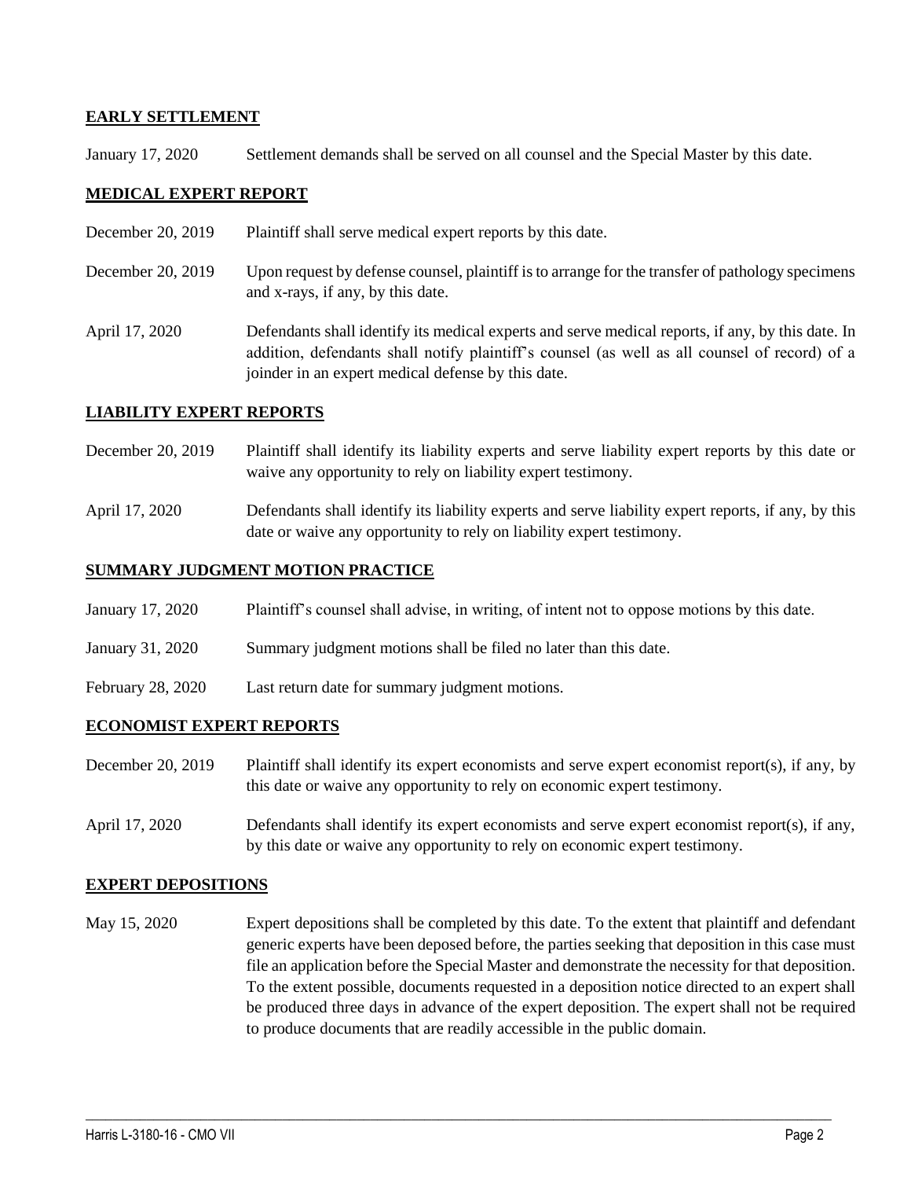**EARLY SETTLEMENT**

January 17, 2020 Settlement demands shall be served on all counsel and the Special Master by this date.

**MEDICAL EXPERT REPORT**

December 20, 2019 Plaintiff shall serve medical expert reports by this date.

December 20, 2019 Upon request by defense counsel, plaintiff is to arrange for the transfer of pathology specimens and x-rays, if any, by this date.

April 17, 2020 Defendants shall identify its medical experts and serve medical reports, if any, by this date. In addition, defendants shall notify plaintiff's counsel (as well as all counsel of record) of a joinder in an expert medical defense by this date.

**LIABILITY EXPERT REPORTS**

December 20, 2019 Plaintiff shall identify its liability experts and serve liability expert reports by this date or waive any opportunity to rely on liability expert testimony.

April 17, 2020 Defendants shall identify its liability experts and serve liability expert reports, if any, by this date or waive any opportunity to rely on liability expert testimony.

**SUMMARY JUDGMENT MOTION PRACTICE**

January 17, 2020 Plaintiff's counsel shall advise, in writing, of intent not to oppose motions by this date.

January 31, 2020 Summary judgment motions shall be filed no later than this date.

February 28, 2020 Last return date for summary judgment motions.

**ECONOMIST EXPERT REPORTS**

December 20, 2019 Plaintiff shall identify its expert economists and serve expert economist report(s), if any, by this date or waive any opportunity to rely on economic expert testimony.

April 17, 2020 Defendants shall identify its expert economists and serve expert economist report(s), if any, by this date or waive any opportunity to rely on economic expert testimony.

**EXPERT DEPOSITIONS**

May 15, 2020 Expert depositions shall be completed by this date. To the extent that plaintiff and defendant generic experts have been deposed before, the parties seeking that deposition in this case must file an application before the Special Master and demonstrate the necessity for that deposition. To the extent possible, documents requested in a deposition notice directed to an expert shall be produced three days in advance of the expert deposition. The expert shall not be required to produce documents that are readily accessible in the public domain.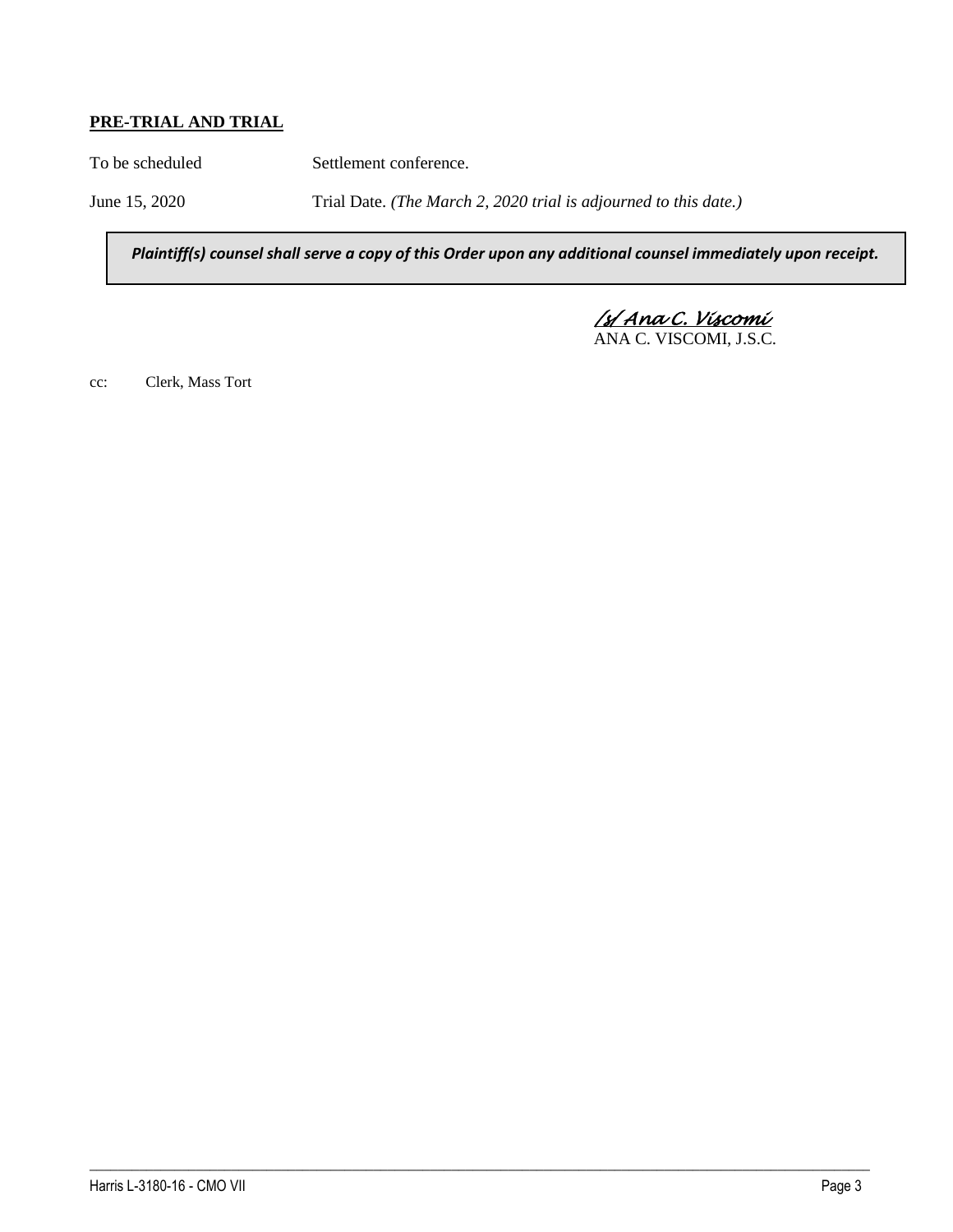**PRE-TRIAL AND TRIAL**

| | |
|---|---|
| To be scheduled | Settlement conference. |
| June 15, 2020 | Trial Date. *(The March 2, 2020 trial is adjourned to this date.)* |

***Plaintiff(s) counsel shall serve a copy of this Order upon any additional counsel immediately upon receipt.***

*/s/ Ana C. Viscomi*
ANA C. VISCOMI, J.S.C.

cc: Clerk, Mass Tort